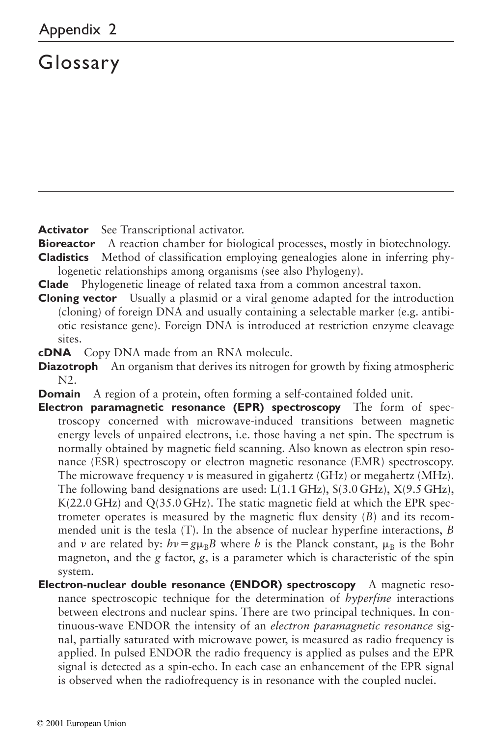# Appendix 2

# Glossary

**Activator** See Transcriptional activator.

**Bioreactor** A reaction chamber for biological processes, mostly in biotechnology.

**Cladistics** Method of classification employing genealogies alone in inferring phylogenetic relationships among organisms (see also Phylogeny).

**Clade** Phylogenetic lineage of related taxa from a common ancestral taxon.

**Cloning vector** Usually a plasmid or a viral genome adapted for the introduction (cloning) of foreign DNA and usually containing a selectable marker (e.g. antibiotic resistance gene). Foreign DNA is introduced at restriction enzyme cleavage sites.

**cDNA** Copy DNA made from an RNA molecule.

**Diazotroph** An organism that derives its nitrogen for growth by fixing atmospheric N2.

**Domain** A region of a protein, often forming a self-contained folded unit.

**Electron paramagnetic resonance (EPR) spectroscopy** The form of spectroscopy concerned with microwave-induced transitions between magnetic energy levels of unpaired electrons, i.e. those having a net spin. The spectrum is normally obtained by magnetic field scanning. Also known as electron spin resonance (ESR) spectroscopy or electron magnetic resonance (EMR) spectroscopy. The microwave frequency $\nu$ is measured in gigahertz (GHz) or megahertz (MHz). The following band designations are used: L(1.1 GHz), S(3.0 GHz), X(9.5 GHz), K(22.0 GHz) and Q(35.0 GHz). The static magnetic field at which the EPR spectrometer operates is measured by the magnetic flux density ($B$) and its recommended unit is the tesla (T). In the absence of nuclear hyperfine interactions, $B$ and $\nu$ are related by: $h\nu = g\mu_B B$ where $h$ is the Planck constant, $\mu_B$ is the Bohr magneton, and the $g$ factor, $g$, is a parameter which is characteristic of the spin system.

**Electron-nuclear double resonance (ENDOR) spectroscopy** A magnetic resonance spectroscopic technique for the determination of *hyperfine* interactions between electrons and nuclear spins. There are two principal techniques. In continuous-wave ENDOR the intensity of an *electron paramagnetic resonance* signal, partially saturated with microwave power, is measured as radio frequency is applied. In pulsed ENDOR the radio frequency is applied as pulses and the EPR signal is detected as a spin-echo. In each case an enhancement of the EPR signal is observed when the radiofrequency is in resonance with the coupled nuclei.

© 2001 European Union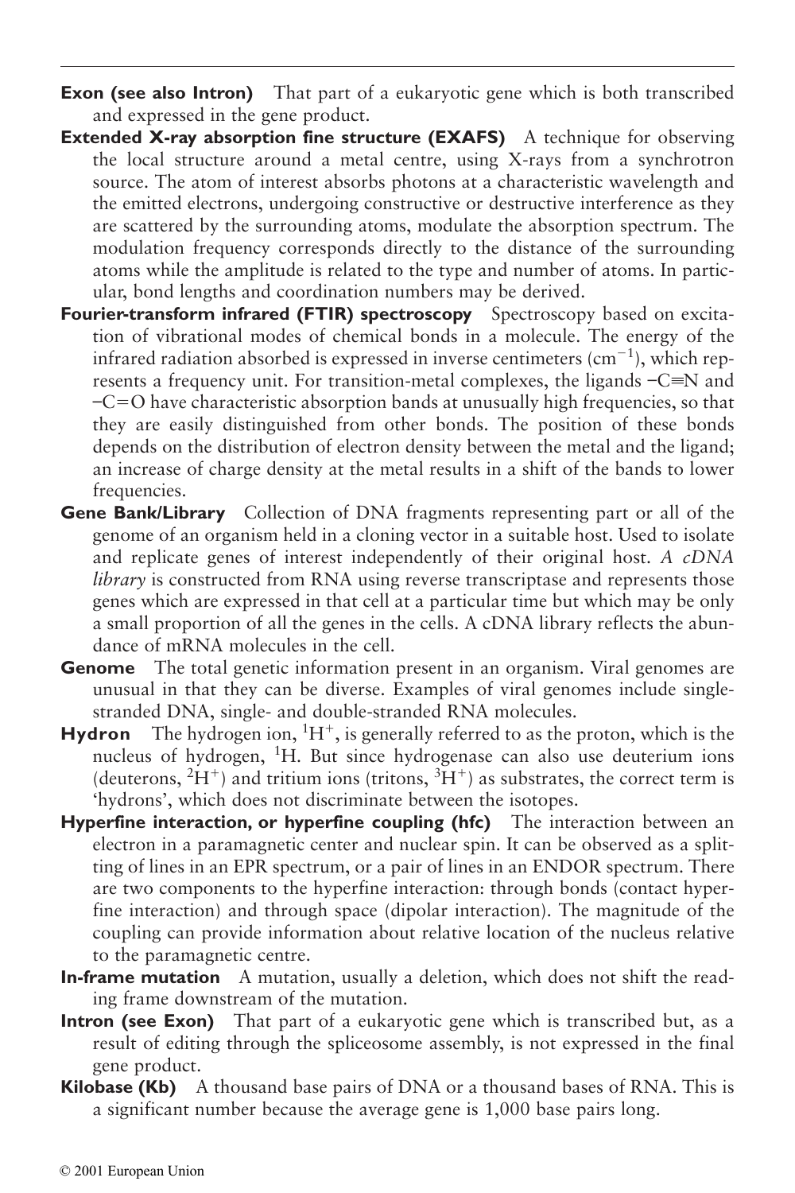**Exon (see also Intron)** That part of a eukaryotic gene which is both transcribed and expressed in the gene product.

**Extended X-ray absorption fine structure (EXAFS)** A technique for observing the local structure around a metal centre, using X-rays from a synchrotron source. The atom of interest absorbs photons at a characteristic wavelength and the emitted electrons, undergoing constructive or destructive interference as they are scattered by the surrounding atoms, modulate the absorption spectrum. The modulation frequency corresponds directly to the distance of the surrounding atoms while the amplitude is related to the type and number of atoms. In particular, bond lengths and coordination numbers may be derived.

**Fourier-transform infrared (FTIR) spectroscopy** Spectroscopy based on excitation of vibrational modes of chemical bonds in a molecule. The energy of the infrared radiation absorbed is expressed in inverse centimeters ($cm^{-1}$), which represents a frequency unit. For transition-metal complexes, the ligands $-C{\equiv}N$ and $-C{=}O$ have characteristic absorption bands at unusually high frequencies, so that they are easily distinguished from other bonds. The position of these bonds depends on the distribution of electron density between the metal and the ligand; an increase of charge density at the metal results in a shift of the bands to lower frequencies.

**Gene Bank/Library** Collection of DNA fragments representing part or all of the genome of an organism held in a cloning vector in a suitable host. Used to isolate and replicate genes of interest independently of their original host. *A cDNA library* is constructed from RNA using reverse transcriptase and represents those genes which are expressed in that cell at a particular time but which may be only a small proportion of all the genes in the cells. A cDNA library reflects the abundance of mRNA molecules in the cell.

**Genome** The total genetic information present in an organism. Viral genomes are unusual in that they can be diverse. Examples of viral genomes include single-stranded DNA, single- and double-stranded RNA molecules.

**Hydron** The hydrogen ion, $^{1}H^{+}$, is generally referred to as the proton, which is the nucleus of hydrogen, $^{1}H$. But since hydrogenase can also use deuterium ions (deuterons, $^{2}H^{+}$) and tritium ions (tritons, $^{3}H^{+}$) as substrates, the correct term is 'hydrons', which does not discriminate between the isotopes.

**Hyperfine interaction, or hyperfine coupling (hfc)** The interaction between an electron in a paramagnetic center and nuclear spin. It can be observed as a splitting of lines in an EPR spectrum, or a pair of lines in an ENDOR spectrum. There are two components to the hyperfine interaction: through bonds (contact hyperfine interaction) and through space (dipolar interaction). The magnitude of the coupling can provide information about relative location of the nucleus relative to the paramagnetic centre.

**In-frame mutation** A mutation, usually a deletion, which does not shift the reading frame downstream of the mutation.

**Intron (see Exon)** That part of a eukaryotic gene which is transcribed but, as a result of editing through the spliceosome assembly, is not expressed in the final gene product.

**Kilobase (Kb)** A thousand base pairs of DNA or a thousand bases of RNA. This is a significant number because the average gene is 1,000 base pairs long.

© 2001 European Union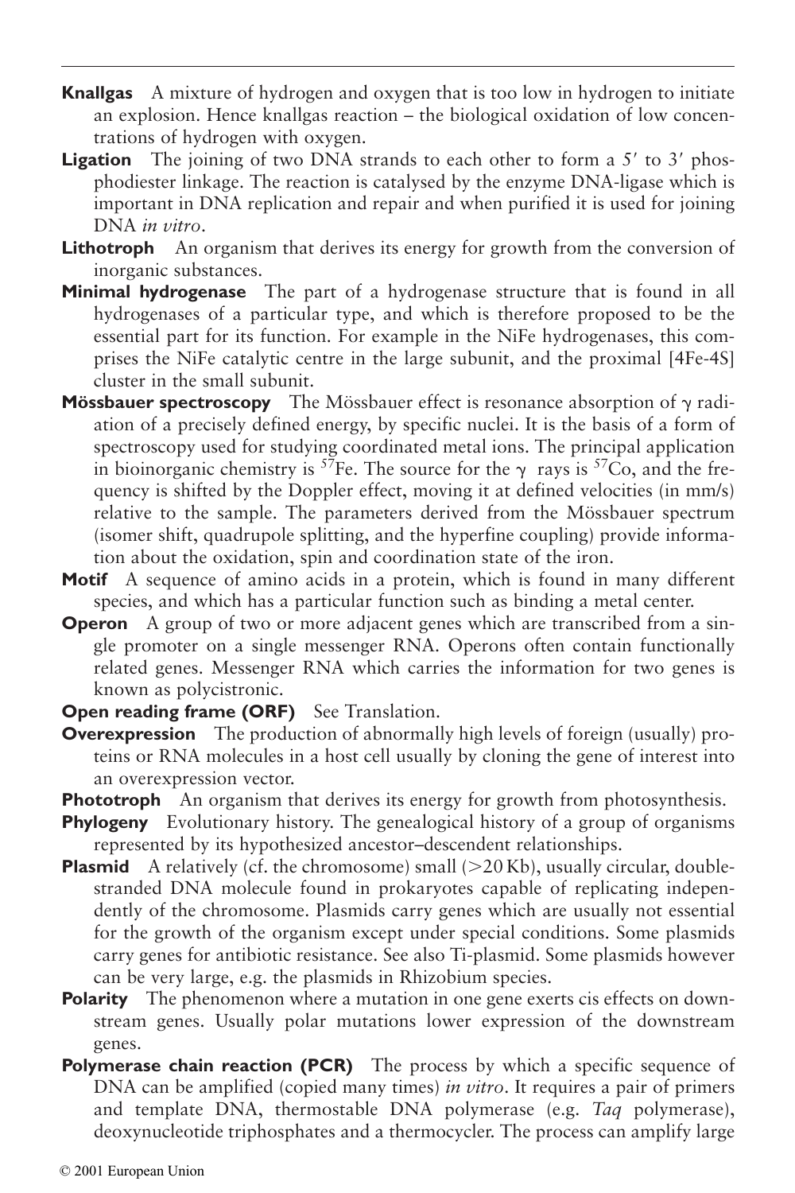**Knallgas** A mixture of hydrogen and oxygen that is too low in hydrogen to initiate an explosion. Hence knallgas reaction – the biological oxidation of low concentrations of hydrogen with oxygen.

**Ligation** The joining of two DNA strands to each other to form a 5′ to 3′ phosphodiester linkage. The reaction is catalysed by the enzyme DNA-ligase which is important in DNA replication and repair and when purified it is used for joining DNA *in vitro*.

**Lithotroph** An organism that derives its energy for growth from the conversion of inorganic substances.

**Minimal hydrogenase** The part of a hydrogenase structure that is found in all hydrogenases of a particular type, and which is therefore proposed to be the essential part for its function. For example in the NiFe hydrogenases, this comprises the NiFe catalytic centre in the large subunit, and the proximal [4Fe-4S] cluster in the small subunit.

**Mössbauer spectroscopy** The Mössbauer effect is resonance absorption of γ radiation of a precisely defined energy, by specific nuclei. It is the basis of a form of spectroscopy used for studying coordinated metal ions. The principal application in bioinorganic chemistry is $^{57}$Fe. The source for the γ rays is $^{57}$Co, and the frequency is shifted by the Doppler effect, moving it at defined velocities (in mm/s) relative to the sample. The parameters derived from the Mössbauer spectrum (isomer shift, quadrupole splitting, and the hyperfine coupling) provide information about the oxidation, spin and coordination state of the iron.

**Motif** A sequence of amino acids in a protein, which is found in many different species, and which has a particular function such as binding a metal center.

**Operon** A group of two or more adjacent genes which are transcribed from a single promoter on a single messenger RNA. Operons often contain functionally related genes. Messenger RNA which carries the information for two genes is known as polycistronic.

**Open reading frame (ORF)** See Translation.

**Overexpression** The production of abnormally high levels of foreign (usually) proteins or RNA molecules in a host cell usually by cloning the gene of interest into an overexpression vector.

**Phototroph** An organism that derives its energy for growth from photosynthesis.

**Phylogeny** Evolutionary history. The genealogical history of a group of organisms represented by its hypothesized ancestor–descendent relationships.

**Plasmid** A relatively (cf. the chromosome) small (>20 Kb), usually circular, double-stranded DNA molecule found in prokaryotes capable of replicating independently of the chromosome. Plasmids carry genes which are usually not essential for the growth of the organism except under special conditions. Some plasmids carry genes for antibiotic resistance. See also Ti-plasmid. Some plasmids however can be very large, e.g. the plasmids in Rhizobium species.

**Polarity** The phenomenon where a mutation in one gene exerts cis effects on downstream genes. Usually polar mutations lower expression of the downstream genes.

**Polymerase chain reaction (PCR)** The process by which a specific sequence of DNA can be amplified (copied many times) *in vitro*. It requires a pair of primers and template DNA, thermostable DNA polymerase (e.g. *Taq* polymerase), deoxynucleotide triphosphates and a thermocycler. The process can amplify large

© 2001 European Union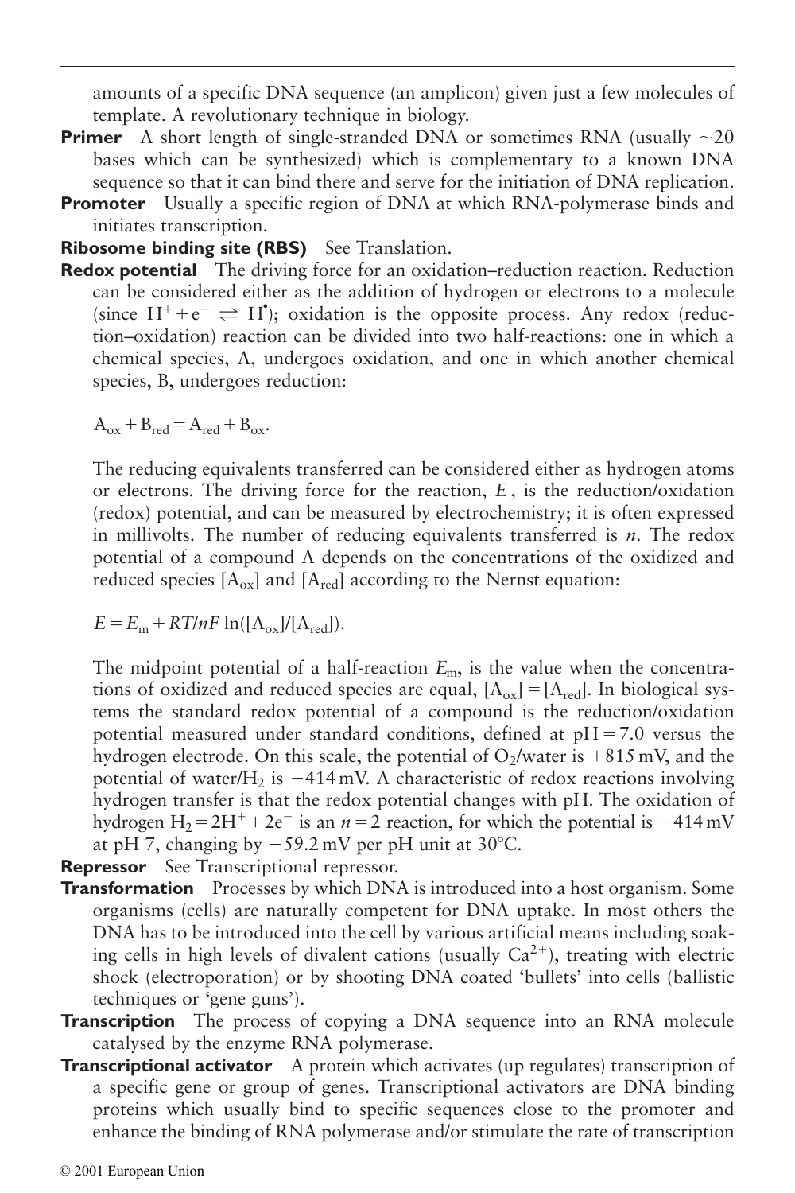amounts of a specific DNA sequence (an amplicon) given just a few molecules of template. A revolutionary technique in biology.

**Primer** A short length of single-stranded DNA or sometimes RNA (usually ~20 bases which can be synthesized) which is complementary to a known DNA sequence so that it can bind there and serve for the initiation of DNA replication.

**Promoter** Usually a specific region of DNA at which RNA-polymerase binds and initiates transcription.

**Ribosome binding site (RBS)** See Translation.

**Redox potential** The driving force for an oxidation–reduction reaction. Reduction can be considered either as the addition of hydrogen or electrons to a molecule (since $H^+ + e^- \rightleftharpoons H^\bullet$); oxidation is the opposite process. Any redox (reduction–oxidation) reaction can be divided into two half-reactions: one in which a chemical species, A, undergoes oxidation, and one in which another chemical species, B, undergoes reduction:

$$A_{ox} + B_{red} = A_{red} + B_{ox}.$$

The reducing equivalents transferred can be considered either as hydrogen atoms or electrons. The driving force for the reaction, $E$, is the reduction/oxidation (redox) potential, and can be measured by electrochemistry; it is often expressed in millivolts. The number of reducing equivalents transferred is $n$. The redox potential of a compound A depends on the concentrations of the oxidized and reduced species $[A_{ox}]$ and $[A_{red}]$ according to the Nernst equation:

$$E = E_m + RT/nF \ln([A_{ox}]/[A_{red}]).$$

The midpoint potential of a half-reaction $E_m$, is the value when the concentrations of oxidized and reduced species are equal, $[A_{ox}] = [A_{red}]$. In biological systems the standard redox potential of a compound is the reduction/oxidation potential measured under standard conditions, defined at pH = 7.0 versus the hydrogen electrode. On this scale, the potential of $O_2$/water is +815 mV, and the potential of water/$H_2$ is −414 mV. A characteristic of redox reactions involving hydrogen transfer is that the redox potential changes with pH. The oxidation of hydrogen $H_2 = 2H^+ + 2e^-$ is an $n = 2$ reaction, for which the potential is −414 mV at pH 7, changing by −59.2 mV per pH unit at 30°C.

**Repressor** See Transcriptional repressor.

**Transformation** Processes by which DNA is introduced into a host organism. Some organisms (cells) are naturally competent for DNA uptake. In most others the DNA has to be introduced into the cell by various artificial means including soaking cells in high levels of divalent cations (usually $Ca^{2+}$), treating with electric shock (electroporation) or by shooting DNA coated 'bullets' into cells (ballistic techniques or 'gene guns').

**Transcription** The process of copying a DNA sequence into an RNA molecule catalysed by the enzyme RNA polymerase.

**Transcriptional activator** A protein which activates (up regulates) transcription of a specific gene or group of genes. Transcriptional activators are DNA binding proteins which usually bind to specific sequences close to the promoter and enhance the binding of RNA polymerase and/or stimulate the rate of transcription

© 2001 European Union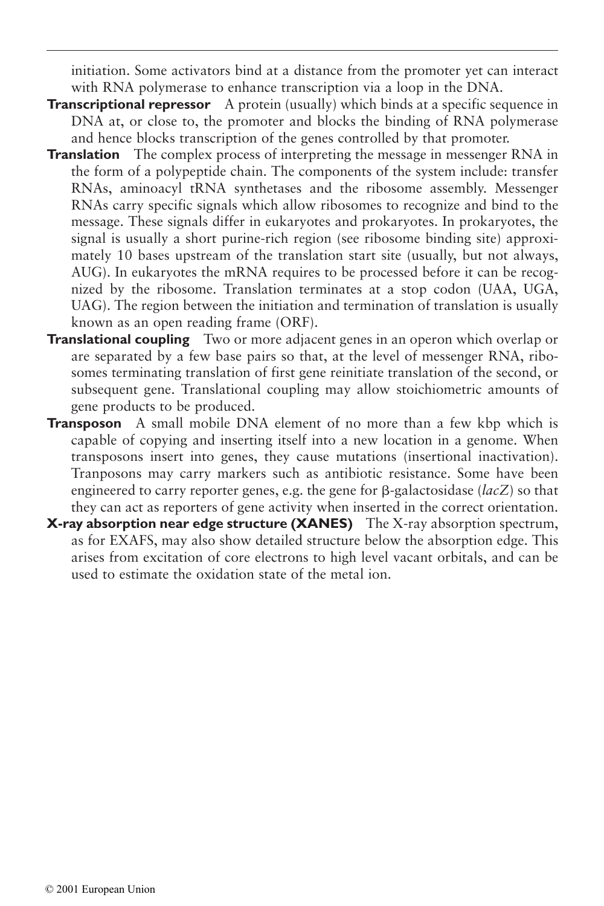initiation. Some activators bind at a distance from the promoter yet can interact with RNA polymerase to enhance transcription via a loop in the DNA.

**Transcriptional repressor** A protein (usually) which binds at a specific sequence in DNA at, or close to, the promoter and blocks the binding of RNA polymerase and hence blocks transcription of the genes controlled by that promoter.

**Translation** The complex process of interpreting the message in messenger RNA in the form of a polypeptide chain. The components of the system include: transfer RNAs, aminoacyl tRNA synthetases and the ribosome assembly. Messenger RNAs carry specific signals which allow ribosomes to recognize and bind to the message. These signals differ in eukaryotes and prokaryotes. In prokaryotes, the signal is usually a short purine-rich region (see ribosome binding site) approximately 10 bases upstream of the translation start site (usually, but not always, AUG). In eukaryotes the mRNA requires to be processed before it can be recognized by the ribosome. Translation terminates at a stop codon (UAA, UGA, UAG). The region between the initiation and termination of translation is usually known as an open reading frame (ORF).

**Translational coupling** Two or more adjacent genes in an operon which overlap or are separated by a few base pairs so that, at the level of messenger RNA, ribosomes terminating translation of first gene reinitiate translation of the second, or subsequent gene. Translational coupling may allow stoichiometric amounts of gene products to be produced.

**Transposon** A small mobile DNA element of no more than a few kbp which is capable of copying and inserting itself into a new location in a genome. When transposons insert into genes, they cause mutations (insertional inactivation). Tranposons may carry markers such as antibiotic resistance. Some have been engineered to carry reporter genes, e.g. the gene for β-galactosidase (*lacZ*) so that they can act as reporters of gene activity when inserted in the correct orientation.

**X-ray absorption near edge structure (XANES)** The X-ray absorption spectrum, as for EXAFS, may also show detailed structure below the absorption edge. This arises from excitation of core electrons to high level vacant orbitals, and can be used to estimate the oxidation state of the metal ion.

© 2001 European Union